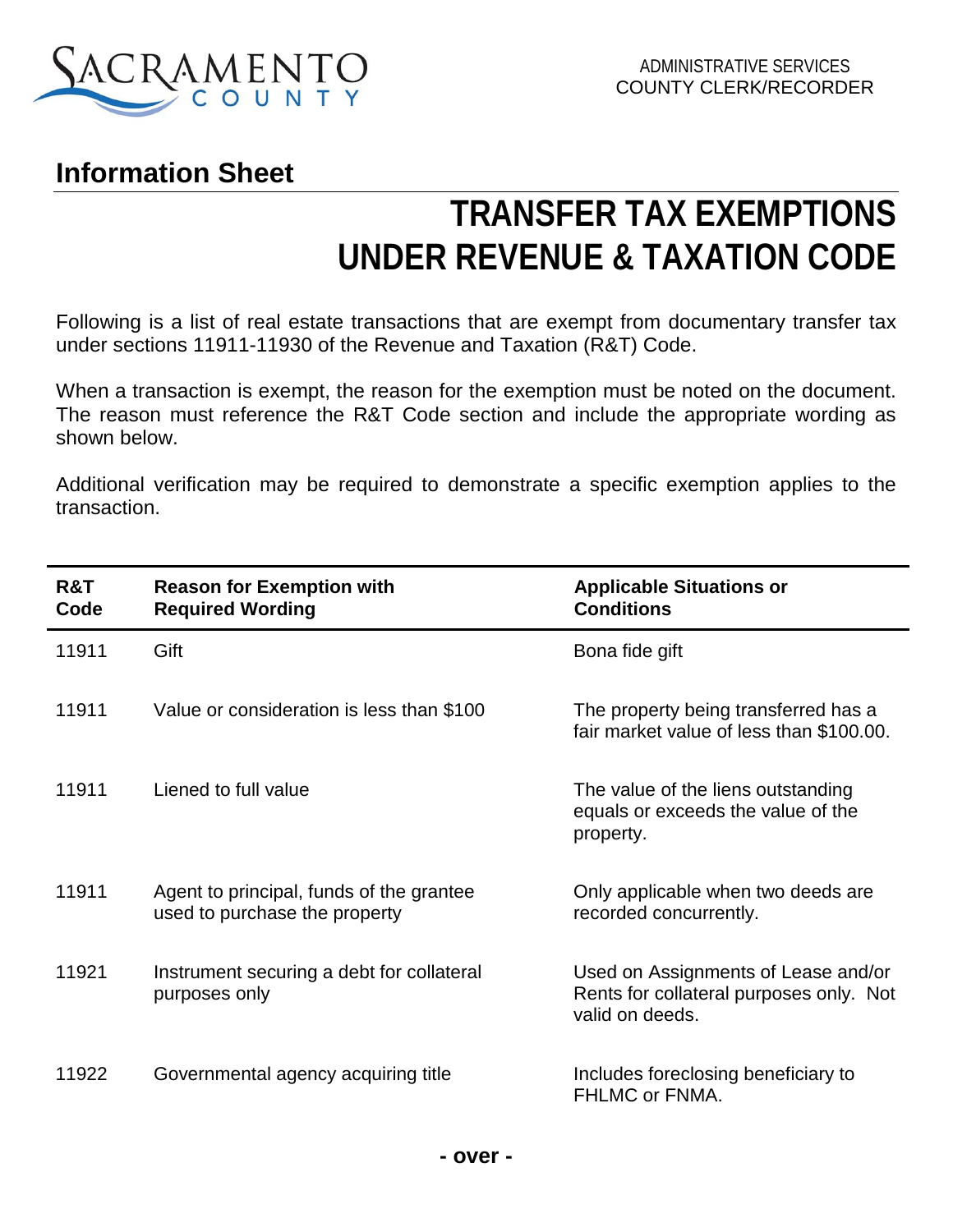SACRAMENTO COUNTY

ADMINISTRATIVE SERVICES
COUNTY CLERK/RECORDER

## Information Sheet

# TRANSFER TAX EXEMPTIONS UNDER REVENUE & TAXATION CODE

Following is a list of real estate transactions that are exempt from documentary transfer tax under sections 11911-11930 of the Revenue and Taxation (R&T) Code.

When a transaction is exempt, the reason for the exemption must be noted on the document. The reason must reference the R&T Code section and include the appropriate wording as shown below.

Additional verification may be required to demonstrate a specific exemption applies to the transaction.

| R&T Code | Reason for Exemption with Required Wording | Applicable Situations or Conditions |
|---|---|---|
| 11911 | Gift | Bona fide gift |
| 11911 | Value or consideration is less than $100 | The property being transferred has a fair market value of less than $100.00. |
| 11911 | Liened to full value | The value of the liens outstanding equals or exceeds the value of the property. |
| 11911 | Agent to principal, funds of the grantee used to purchase the property | Only applicable when two deeds are recorded concurrently. |
| 11921 | Instrument securing a debt for collateral purposes only | Used on Assignments of Lease and/or Rents for collateral purposes only. Not valid on deeds. |
| 11922 | Governmental agency acquiring title | Includes foreclosing beneficiary to FHLMC or FNMA. |

**- over -**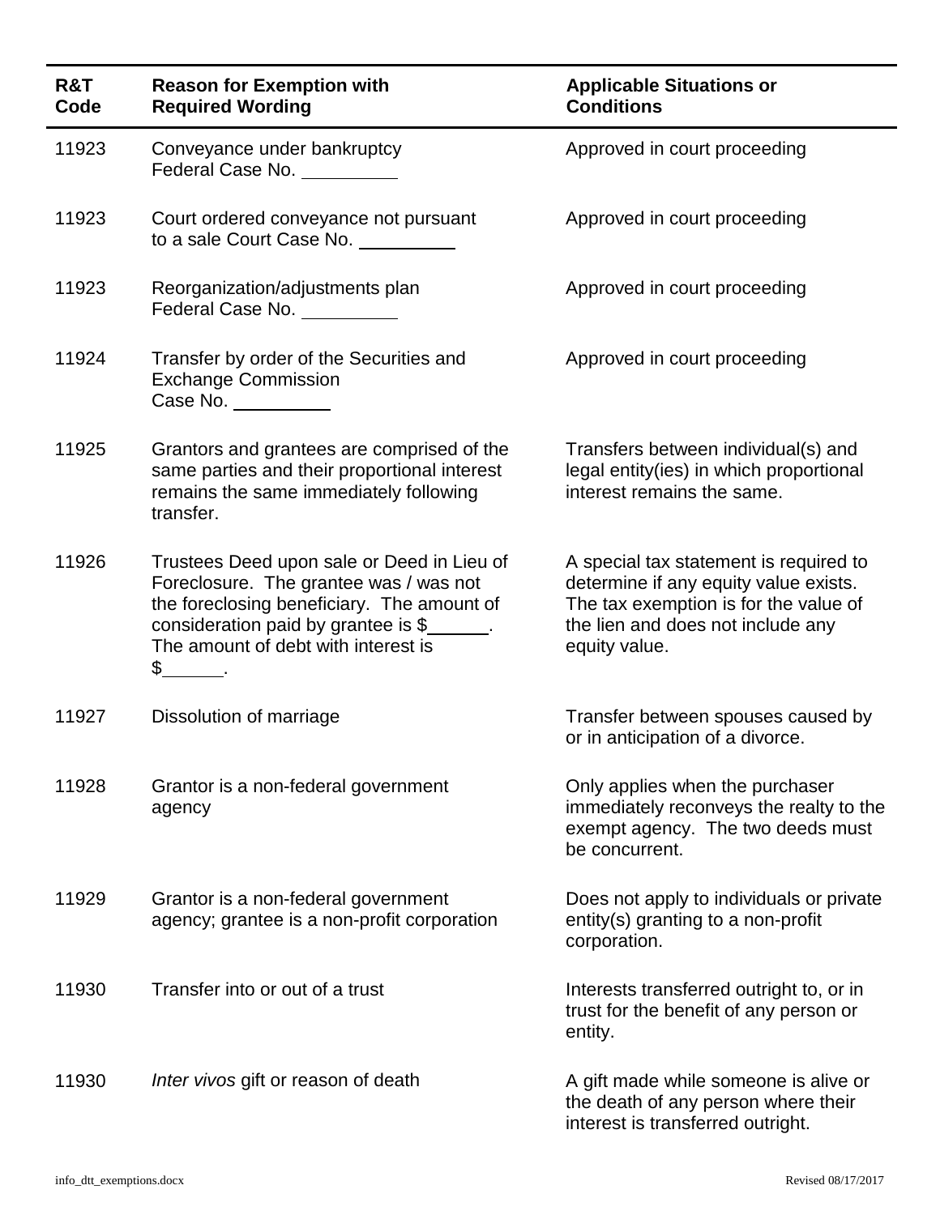| R&T Code | Reason for Exemption with Required Wording | Applicable Situations or Conditions |
|---|---|---|
| 11923 | Conveyance under bankruptcy Federal Case No. ________ | Approved in court proceeding |
| 11923 | Court ordered conveyance not pursuant to a sale Court Case No. ________ | Approved in court proceeding |
| 11923 | Reorganization/adjustments plan Federal Case No. ________ | Approved in court proceeding |
| 11924 | Transfer by order of the Securities and Exchange Commission Case No. ________ | Approved in court proceeding |
| 11925 | Grantors and grantees are comprised of the same parties and their proportional interest remains the same immediately following transfer. | Transfers between individual(s) and legal entity(ies) in which proportional interest remains the same. |
| 11926 | Trustees Deed upon sale or Deed in Lieu of Foreclosure. The grantee was / was not the foreclosing beneficiary. The amount of consideration paid by grantee is $______. The amount of debt with interest is $______. | A special tax statement is required to determine if any equity value exists. The tax exemption is for the value of the lien and does not include any equity value. |
| 11927 | Dissolution of marriage | Transfer between spouses caused by or in anticipation of a divorce. |
| 11928 | Grantor is a non-federal government agency | Only applies when the purchaser immediately reconveys the realty to the exempt agency. The two deeds must be concurrent. |
| 11929 | Grantor is a non-federal government agency; grantee is a non-profit corporation | Does not apply to individuals or private entity(s) granting to a non-profit corporation. |
| 11930 | Transfer into or out of a trust | Interests transferred outright to, or in trust for the benefit of any person or entity. |
| 11930 | *Inter vivos* gift or reason of death | A gift made while someone is alive or the death of any person where their interest is transferred outright. |

info_dtt_exemptions.docx Revised 08/17/2017